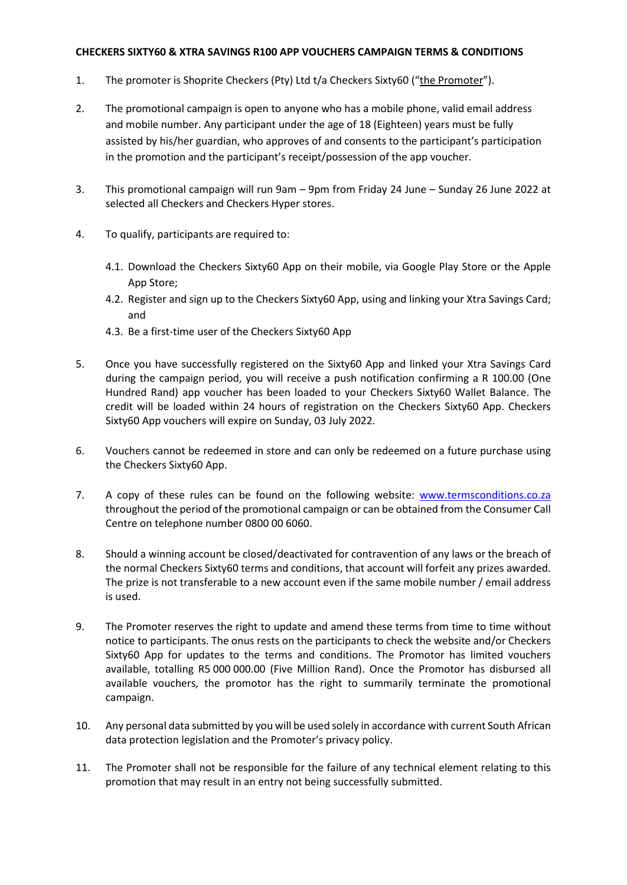**CHECKERS SIXTY60 & XTRA SAVINGS R100 APP VOUCHERS CAMPAIGN TERMS & CONDITIONS**

1. The promoter is Shoprite Checkers (Pty) Ltd t/a Checkers Sixty60 ("the Promoter").

2. The promotional campaign is open to anyone who has a mobile phone, valid email address and mobile number. Any participant under the age of 18 (Eighteen) years must be fully assisted by his/her guardian, who approves of and consents to the participant's participation in the promotion and the participant's receipt/possession of the app voucher.

3. This promotional campaign will run 9am – 9pm from Friday 24 June – Sunday 26 June 2022 at selected all Checkers and Checkers Hyper stores.

4. To qualify, participants are required to:

   4.1. Download the Checkers Sixty60 App on their mobile, via Google Play Store or the Apple App Store;

   4.2. Register and sign up to the Checkers Sixty60 App, using and linking your Xtra Savings Card; and

   4.3. Be a first-time user of the Checkers Sixty60 App

5. Once you have successfully registered on the Sixty60 App and linked your Xtra Savings Card during the campaign period, you will receive a push notification confirming a R 100.00 (One Hundred Rand) app voucher has been loaded to your Checkers Sixty60 Wallet Balance. The credit will be loaded within 24 hours of registration on the Checkers Sixty60 App. Checkers Sixty60 App vouchers will expire on Sunday, 03 July 2022.

6. Vouchers cannot be redeemed in store and can only be redeemed on a future purchase using the Checkers Sixty60 App.

7. A copy of these rules can be found on the following website: www.termsconditions.co.za throughout the period of the promotional campaign or can be obtained from the Consumer Call Centre on telephone number 0800 00 6060.

8. Should a winning account be closed/deactivated for contravention of any laws or the breach of the normal Checkers Sixty60 terms and conditions, that account will forfeit any prizes awarded. The prize is not transferable to a new account even if the same mobile number / email address is used.

9. The Promoter reserves the right to update and amend these terms from time to time without notice to participants. The onus rests on the participants to check the website and/or Checkers Sixty60 App for updates to the terms and conditions. The Promotor has limited vouchers available, totalling R5 000 000.00 (Five Million Rand). Once the Promotor has disbursed all available vouchers, the promotor has the right to summarily terminate the promotional campaign.

10. Any personal data submitted by you will be used solely in accordance with current South African data protection legislation and the Promoter's privacy policy.

11. The Promoter shall not be responsible for the failure of any technical element relating to this promotion that may result in an entry not being successfully submitted.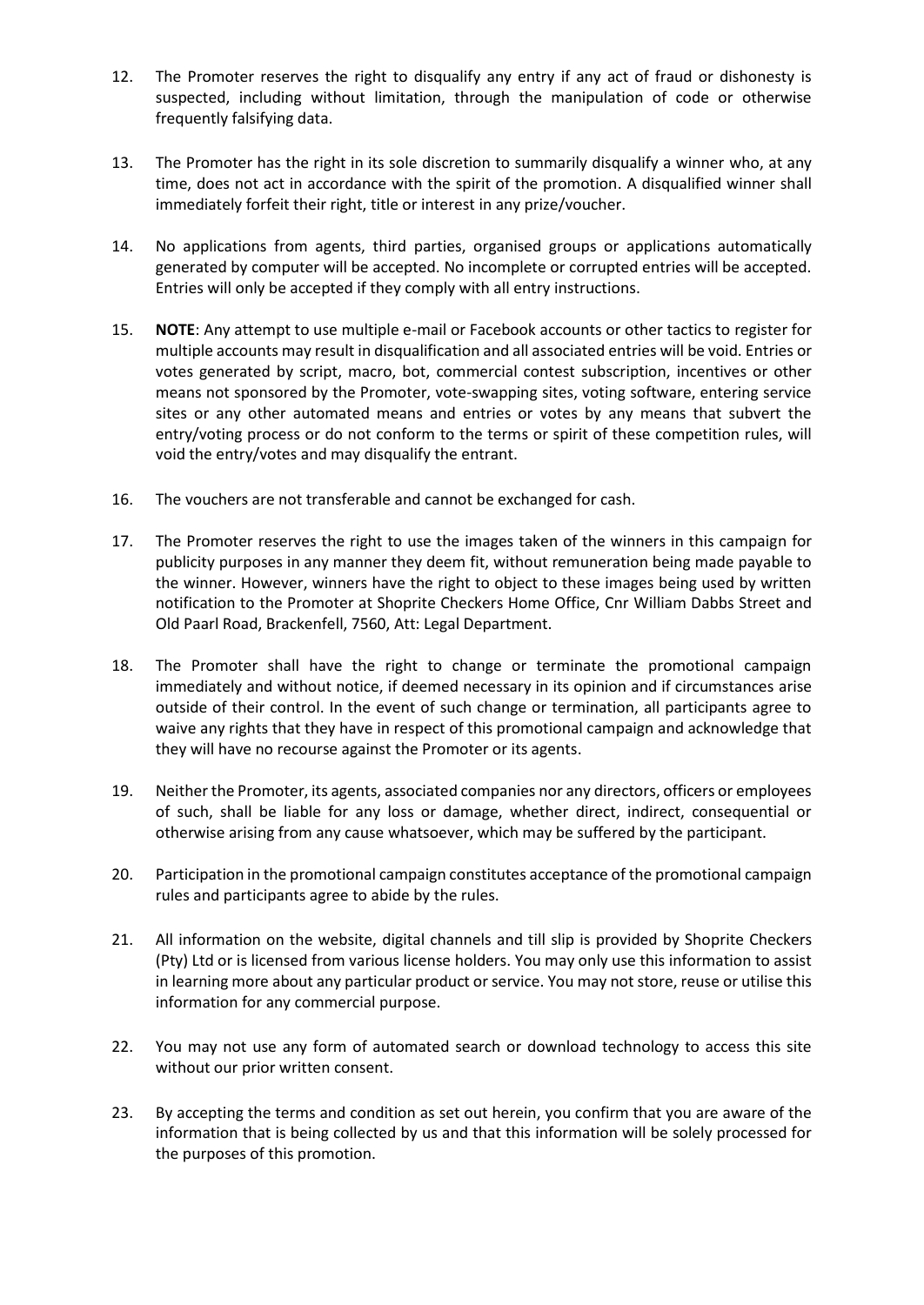12. The Promoter reserves the right to disqualify any entry if any act of fraud or dishonesty is suspected, including without limitation, through the manipulation of code or otherwise frequently falsifying data.

13. The Promoter has the right in its sole discretion to summarily disqualify a winner who, at any time, does not act in accordance with the spirit of the promotion. A disqualified winner shall immediately forfeit their right, title or interest in any prize/voucher.

14. No applications from agents, third parties, organised groups or applications automatically generated by computer will be accepted. No incomplete or corrupted entries will be accepted. Entries will only be accepted if they comply with all entry instructions.

15. **NOTE**: Any attempt to use multiple e-mail or Facebook accounts or other tactics to register for multiple accounts may result in disqualification and all associated entries will be void. Entries or votes generated by script, macro, bot, commercial contest subscription, incentives or other means not sponsored by the Promoter, vote-swapping sites, voting software, entering service sites or any other automated means and entries or votes by any means that subvert the entry/voting process or do not conform to the terms or spirit of these competition rules, will void the entry/votes and may disqualify the entrant.

16. The vouchers are not transferable and cannot be exchanged for cash.

17. The Promoter reserves the right to use the images taken of the winners in this campaign for publicity purposes in any manner they deem fit, without remuneration being made payable to the winner. However, winners have the right to object to these images being used by written notification to the Promoter at Shoprite Checkers Home Office, Cnr William Dabbs Street and Old Paarl Road, Brackenfell, 7560, Att: Legal Department.

18. The Promoter shall have the right to change or terminate the promotional campaign immediately and without notice, if deemed necessary in its opinion and if circumstances arise outside of their control. In the event of such change or termination, all participants agree to waive any rights that they have in respect of this promotional campaign and acknowledge that they will have no recourse against the Promoter or its agents.

19. Neither the Promoter, its agents, associated companies nor any directors, officers or employees of such, shall be liable for any loss or damage, whether direct, indirect, consequential or otherwise arising from any cause whatsoever, which may be suffered by the participant.

20. Participation in the promotional campaign constitutes acceptance of the promotional campaign rules and participants agree to abide by the rules.

21. All information on the website, digital channels and till slip is provided by Shoprite Checkers (Pty) Ltd or is licensed from various license holders. You may only use this information to assist in learning more about any particular product or service. You may not store, reuse or utilise this information for any commercial purpose.

22. You may not use any form of automated search or download technology to access this site without our prior written consent.

23. By accepting the terms and condition as set out herein, you confirm that you are aware of the information that is being collected by us and that this information will be solely processed for the purposes of this promotion.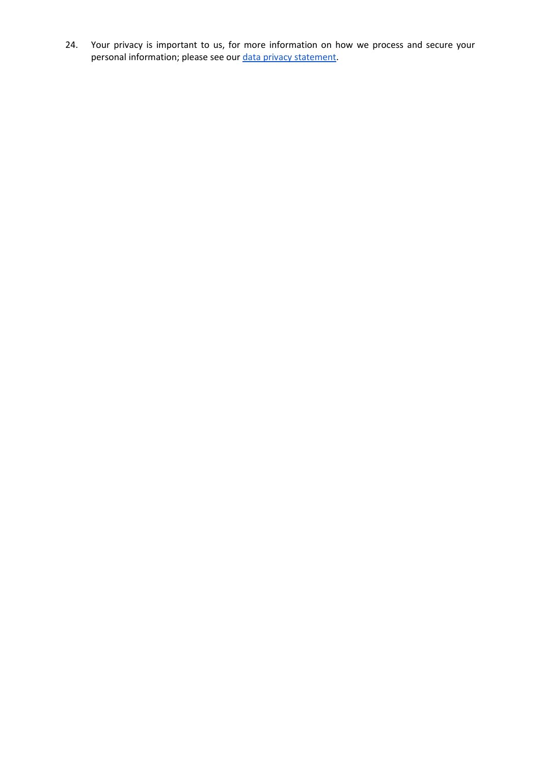24. Your privacy is important to us, for more information on how we process and secure your personal information; please see our data privacy statement.